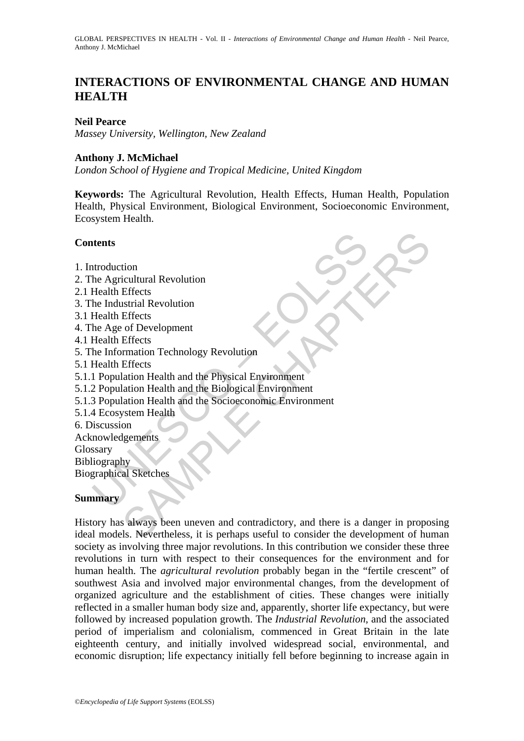# INTERACTIONS OF ENVIRONMENTAL CHANGE AND HUMAN HEALTH

**Neil Pearce**
*Massey University, Wellington, New Zealand*

**Anthony J. McMichael**
*London School of Hygiene and Tropical Medicine, United Kingdom*

**Keywords:** The Agricultural Revolution, Health Effects, Human Health, Population Health, Physical Environment, Biological Environment, Socioeconomic Environment, Ecosystem Health.

## Contents

1. Introduction
2. The Agricultural Revolution
2.1 Health Effects
3. The Industrial Revolution
3.1 Health Effects
4. The Age of Development
4.1 Health Effects
5. The Information Technology Revolution
5.1 Health Effects
5.1.1 Population Health and the Physical Environment
5.1.2 Population Health and the Biological Environment
5.1.3 Population Health and the Socioeconomic Environment
5.1.4 Ecosystem Health
6. Discussion
Acknowledgements
Glossary
Bibliography
Biographical Sketches

## Summary

History has always been uneven and contradictory, and there is a danger in proposing ideal models. Nevertheless, it is perhaps useful to consider the development of human society as involving three major revolutions. In this contribution we consider these three revolutions in turn with respect to their consequences for the environment and for human health. The *agricultural revolution* probably began in the "fertile crescent" of southwest Asia and involved major environmental changes, from the development of organized agriculture and the establishment of cities. These changes were initially reflected in a smaller human body size and, apparently, shorter life expectancy, but were followed by increased population growth. The *Industrial Revolution*, and the associated period of imperialism and colonialism, commenced in Great Britain in the late eighteenth century, and initially involved widespread social, environmental, and economic disruption; life expectancy initially fell before beginning to increase again in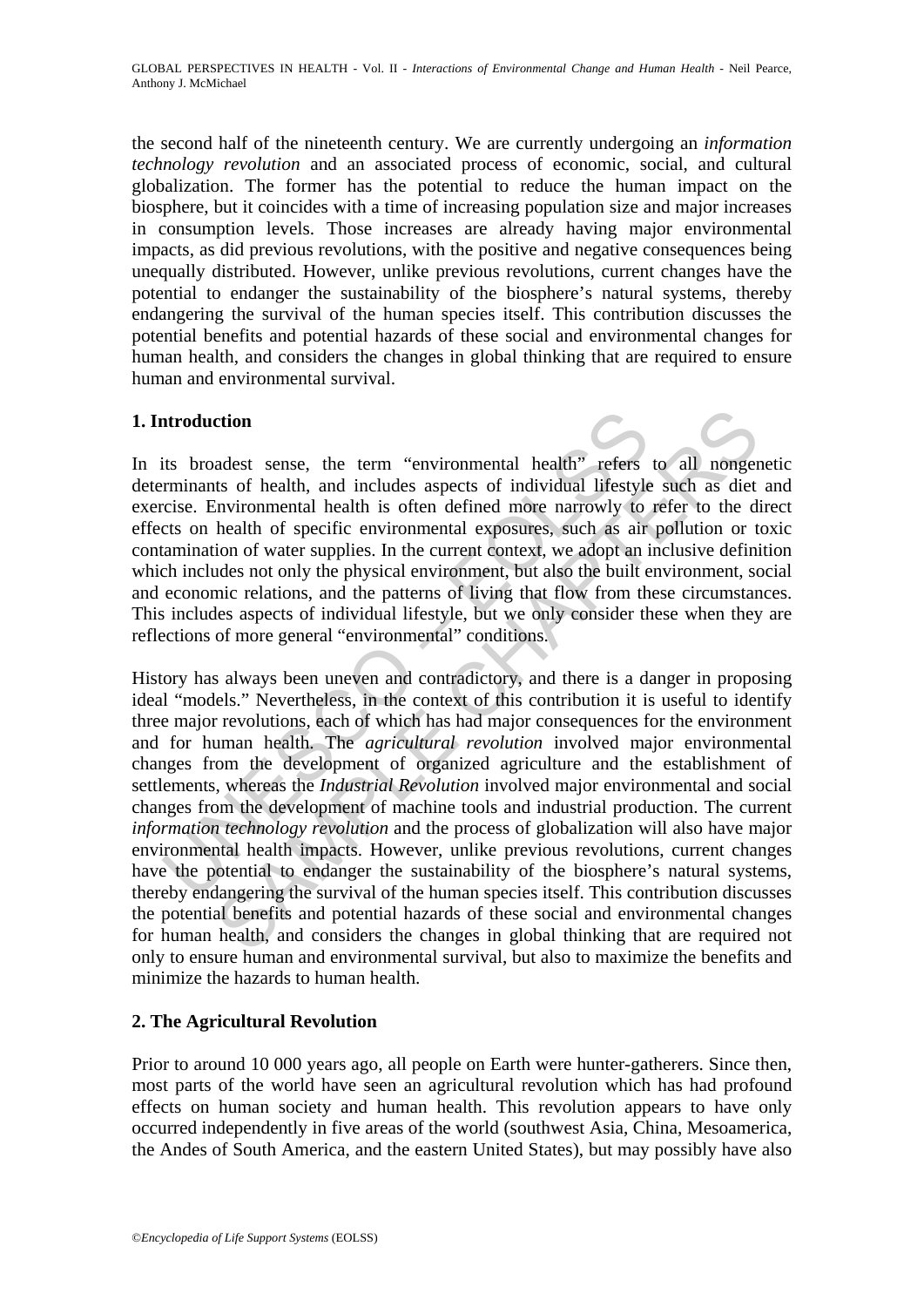the second half of the nineteenth century. We are currently undergoing an *information technology revolution* and an associated process of economic, social, and cultural globalization. The former has the potential to reduce the human impact on the biosphere, but it coincides with a time of increasing population size and major increases in consumption levels. Those increases are already having major environmental impacts, as did previous revolutions, with the positive and negative consequences being unequally distributed. However, unlike previous revolutions, current changes have the potential to endanger the sustainability of the biosphere's natural systems, thereby endangering the survival of the human species itself. This contribution discusses the potential benefits and potential hazards of these social and environmental changes for human health, and considers the changes in global thinking that are required to ensure human and environmental survival.

## 1. Introduction

In its broadest sense, the term "environmental health" refers to all nongenetic determinants of health, and includes aspects of individual lifestyle such as diet and exercise. Environmental health is often defined more narrowly to refer to the direct effects on health of specific environmental exposures, such as air pollution or toxic contamination of water supplies. In the current context, we adopt an inclusive definition which includes not only the physical environment, but also the built environment, social and economic relations, and the patterns of living that flow from these circumstances. This includes aspects of individual lifestyle, but we only consider these when they are reflections of more general "environmental" conditions.

History has always been uneven and contradictory, and there is a danger in proposing ideal "models." Nevertheless, in the context of this contribution it is useful to identify three major revolutions, each of which has had major consequences for the environment and for human health. The *agricultural revolution* involved major environmental changes from the development of organized agriculture and the establishment of settlements, whereas the *Industrial Revolution* involved major environmental and social changes from the development of machine tools and industrial production. The current *information technology revolution* and the process of globalization will also have major environmental health impacts. However, unlike previous revolutions, current changes have the potential to endanger the sustainability of the biosphere's natural systems, thereby endangering the survival of the human species itself. This contribution discusses the potential benefits and potential hazards of these social and environmental changes for human health, and considers the changes in global thinking that are required not only to ensure human and environmental survival, but also to maximize the benefits and minimize the hazards to human health.

## 2. The Agricultural Revolution

Prior to around 10 000 years ago, all people on Earth were hunter-gatherers. Since then, most parts of the world have seen an agricultural revolution which has had profound effects on human society and human health. This revolution appears to have only occurred independently in five areas of the world (southwest Asia, China, Mesoamerica, the Andes of South America, and the eastern United States), but may possibly have also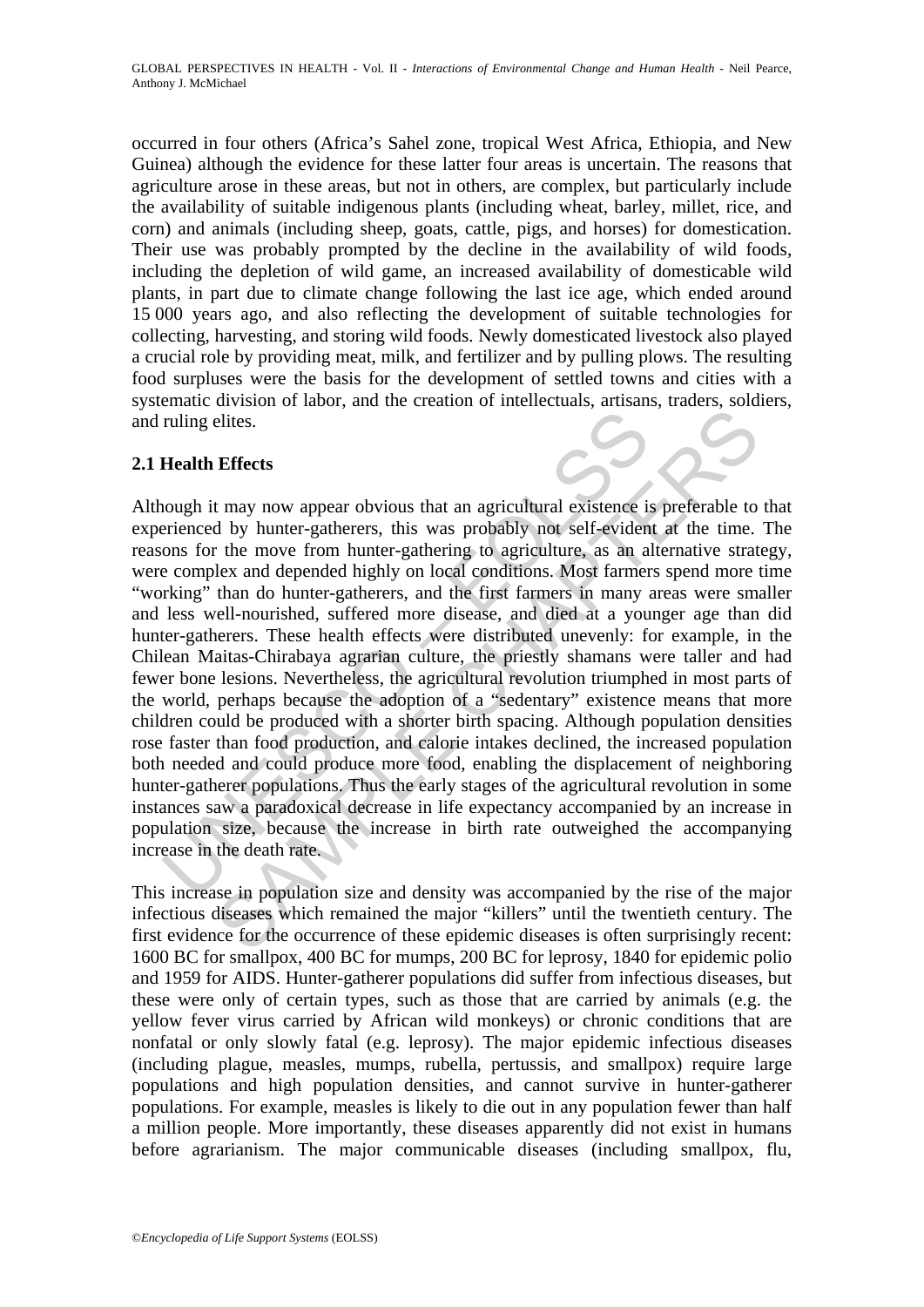occurred in four others (Africa's Sahel zone, tropical West Africa, Ethiopia, and New Guinea) although the evidence for these latter four areas is uncertain. The reasons that agriculture arose in these areas, but not in others, are complex, but particularly include the availability of suitable indigenous plants (including wheat, barley, millet, rice, and corn) and animals (including sheep, goats, cattle, pigs, and horses) for domestication. Their use was probably prompted by the decline in the availability of wild foods, including the depletion of wild game, an increased availability of domesticable wild plants, in part due to climate change following the last ice age, which ended around 15 000 years ago, and also reflecting the development of suitable technologies for collecting, harvesting, and storing wild foods. Newly domesticated livestock also played a crucial role by providing meat, milk, and fertilizer and by pulling plows. The resulting food surpluses were the basis for the development of settled towns and cities with a systematic division of labor, and the creation of intellectuals, artisans, traders, soldiers, and ruling elites.

## 2.1 Health Effects

Although it may now appear obvious that an agricultural existence is preferable to that experienced by hunter-gatherers, this was probably not self-evident at the time. The reasons for the move from hunter-gathering to agriculture, as an alternative strategy, were complex and depended highly on local conditions. Most farmers spend more time "working" than do hunter-gatherers, and the first farmers in many areas were smaller and less well-nourished, suffered more disease, and died at a younger age than did hunter-gatherers. These health effects were distributed unevenly: for example, in the Chilean Maitas-Chirabaya agrarian culture, the priestly shamans were taller and had fewer bone lesions. Nevertheless, the agricultural revolution triumphed in most parts of the world, perhaps because the adoption of a "sedentary" existence means that more children could be produced with a shorter birth spacing. Although population densities rose faster than food production, and calorie intakes declined, the increased population both needed and could produce more food, enabling the displacement of neighboring hunter-gatherer populations. Thus the early stages of the agricultural revolution in some instances saw a paradoxical decrease in life expectancy accompanied by an increase in population size, because the increase in birth rate outweighed the accompanying increase in the death rate.

This increase in population size and density was accompanied by the rise of the major infectious diseases which remained the major "killers" until the twentieth century. The first evidence for the occurrence of these epidemic diseases is often surprisingly recent: 1600 BC for smallpox, 400 BC for mumps, 200 BC for leprosy, 1840 for epidemic polio and 1959 for AIDS. Hunter-gatherer populations did suffer from infectious diseases, but these were only of certain types, such as those that are carried by animals (e.g. the yellow fever virus carried by African wild monkeys) or chronic conditions that are nonfatal or only slowly fatal (e.g. leprosy). The major epidemic infectious diseases (including plague, measles, mumps, rubella, pertussis, and smallpox) require large populations and high population densities, and cannot survive in hunter-gatherer populations. For example, measles is likely to die out in any population fewer than half a million people. More importantly, these diseases apparently did not exist in humans before agrarianism. The major communicable diseases (including smallpox, flu,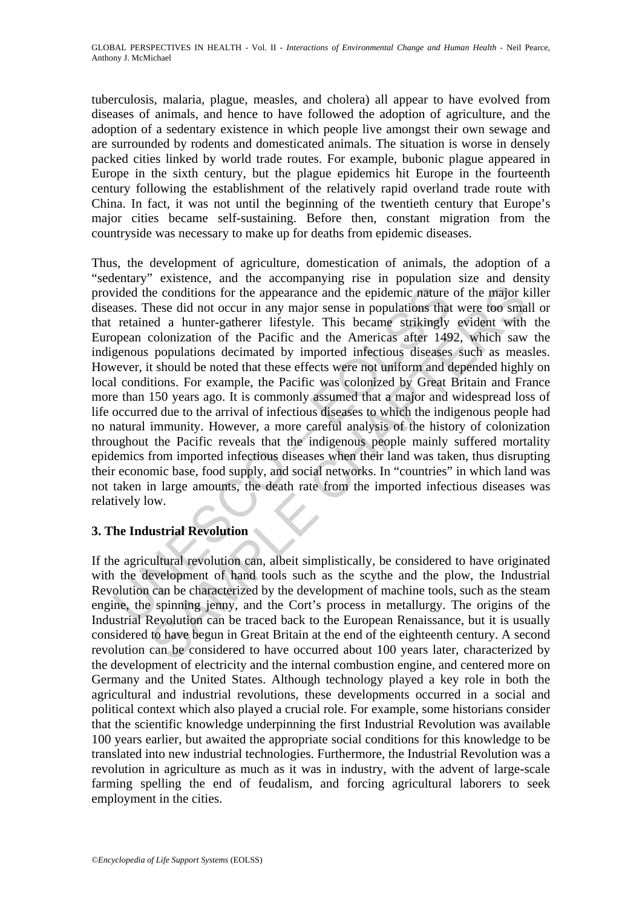tuberculosis, malaria, plague, measles, and cholera) all appear to have evolved from diseases of animals, and hence to have followed the adoption of agriculture, and the adoption of a sedentary existence in which people live amongst their own sewage and are surrounded by rodents and domesticated animals. The situation is worse in densely packed cities linked by world trade routes. For example, bubonic plague appeared in Europe in the sixth century, but the plague epidemics hit Europe in the fourteenth century following the establishment of the relatively rapid overland trade route with China. In fact, it was not until the beginning of the twentieth century that Europe's major cities became self-sustaining. Before then, constant migration from the countryside was necessary to make up for deaths from epidemic diseases.

Thus, the development of agriculture, domestication of animals, the adoption of a "sedentary" existence, and the accompanying rise in population size and density provided the conditions for the appearance and the epidemic nature of the major killer diseases. These did not occur in any major sense in populations that were too small or that retained a hunter-gatherer lifestyle. This became strikingly evident with the European colonization of the Pacific and the Americas after 1492, which saw the indigenous populations decimated by imported infectious diseases such as measles. However, it should be noted that these effects were not uniform and depended highly on local conditions. For example, the Pacific was colonized by Great Britain and France more than 150 years ago. It is commonly assumed that a major and widespread loss of life occurred due to the arrival of infectious diseases to which the indigenous people had no natural immunity. However, a more careful analysis of the history of colonization throughout the Pacific reveals that the indigenous people mainly suffered mortality epidemics from imported infectious diseases when their land was taken, thus disrupting their economic base, food supply, and social networks. In "countries" in which land was not taken in large amounts, the death rate from the imported infectious diseases was relatively low.

## 3. The Industrial Revolution

If the agricultural revolution can, albeit simplistically, be considered to have originated with the development of hand tools such as the scythe and the plow, the Industrial Revolution can be characterized by the development of machine tools, such as the steam engine, the spinning jenny, and the Cort's process in metallurgy. The origins of the Industrial Revolution can be traced back to the European Renaissance, but it is usually considered to have begun in Great Britain at the end of the eighteenth century. A second revolution can be considered to have occurred about 100 years later, characterized by the development of electricity and the internal combustion engine, and centered more on Germany and the United States. Although technology played a key role in both the agricultural and industrial revolutions, these developments occurred in a social and political context which also played a crucial role. For example, some historians consider that the scientific knowledge underpinning the first Industrial Revolution was available 100 years earlier, but awaited the appropriate social conditions for this knowledge to be translated into new industrial technologies. Furthermore, the Industrial Revolution was a revolution in agriculture as much as it was in industry, with the advent of large-scale farming spelling the end of feudalism, and forcing agricultural laborers to seek employment in the cities.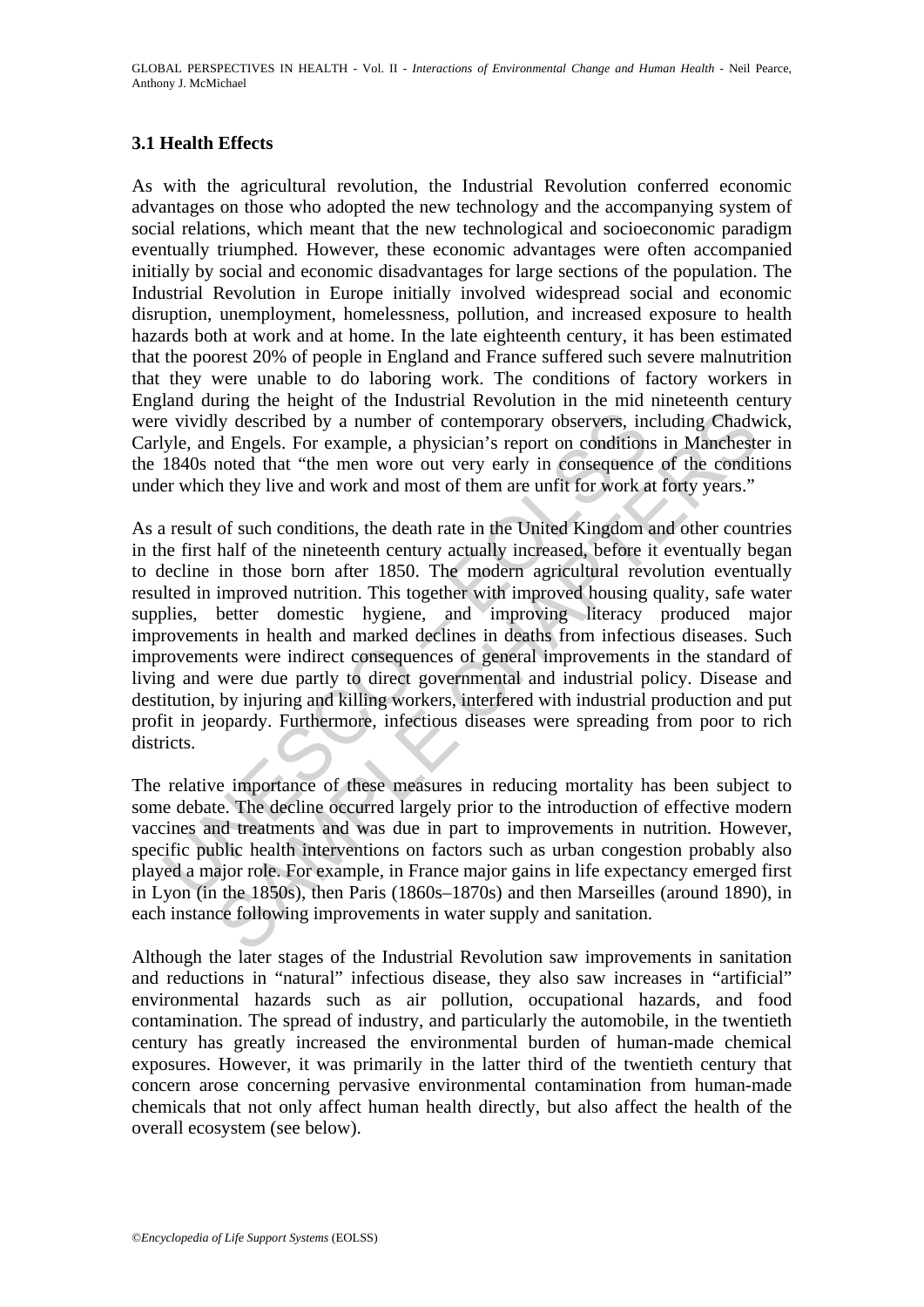### 3.1 Health Effects

As with the agricultural revolution, the Industrial Revolution conferred economic advantages on those who adopted the new technology and the accompanying system of social relations, which meant that the new technological and socioeconomic paradigm eventually triumphed. However, these economic advantages were often accompanied initially by social and economic disadvantages for large sections of the population. The Industrial Revolution in Europe initially involved widespread social and economic disruption, unemployment, homelessness, pollution, and increased exposure to health hazards both at work and at home. In the late eighteenth century, it has been estimated that the poorest 20% of people in England and France suffered such severe malnutrition that they were unable to do laboring work. The conditions of factory workers in England during the height of the Industrial Revolution in the mid nineteenth century were vividly described by a number of contemporary observers, including Chadwick, Carlyle, and Engels. For example, a physician's report on conditions in Manchester in the 1840s noted that "the men wore out very early in consequence of the conditions under which they live and work and most of them are unfit for work at forty years."

As a result of such conditions, the death rate in the United Kingdom and other countries in the first half of the nineteenth century actually increased, before it eventually began to decline in those born after 1850. The modern agricultural revolution eventually resulted in improved nutrition. This together with improved housing quality, safe water supplies, better domestic hygiene, and improving literacy produced major improvements in health and marked declines in deaths from infectious diseases. Such improvements were indirect consequences of general improvements in the standard of living and were due partly to direct governmental and industrial policy. Disease and destitution, by injuring and killing workers, interfered with industrial production and put profit in jeopardy. Furthermore, infectious diseases were spreading from poor to rich districts.

The relative importance of these measures in reducing mortality has been subject to some debate. The decline occurred largely prior to the introduction of effective modern vaccines and treatments and was due in part to improvements in nutrition. However, specific public health interventions on factors such as urban congestion probably also played a major role. For example, in France major gains in life expectancy emerged first in Lyon (in the 1850s), then Paris (1860s–1870s) and then Marseilles (around 1890), in each instance following improvements in water supply and sanitation.

Although the later stages of the Industrial Revolution saw improvements in sanitation and reductions in "natural" infectious disease, they also saw increases in "artificial" environmental hazards such as air pollution, occupational hazards, and food contamination. The spread of industry, and particularly the automobile, in the twentieth century has greatly increased the environmental burden of human-made chemical exposures. However, it was primarily in the latter third of the twentieth century that concern arose concerning pervasive environmental contamination from human-made chemicals that not only affect human health directly, but also affect the health of the overall ecosystem (see below).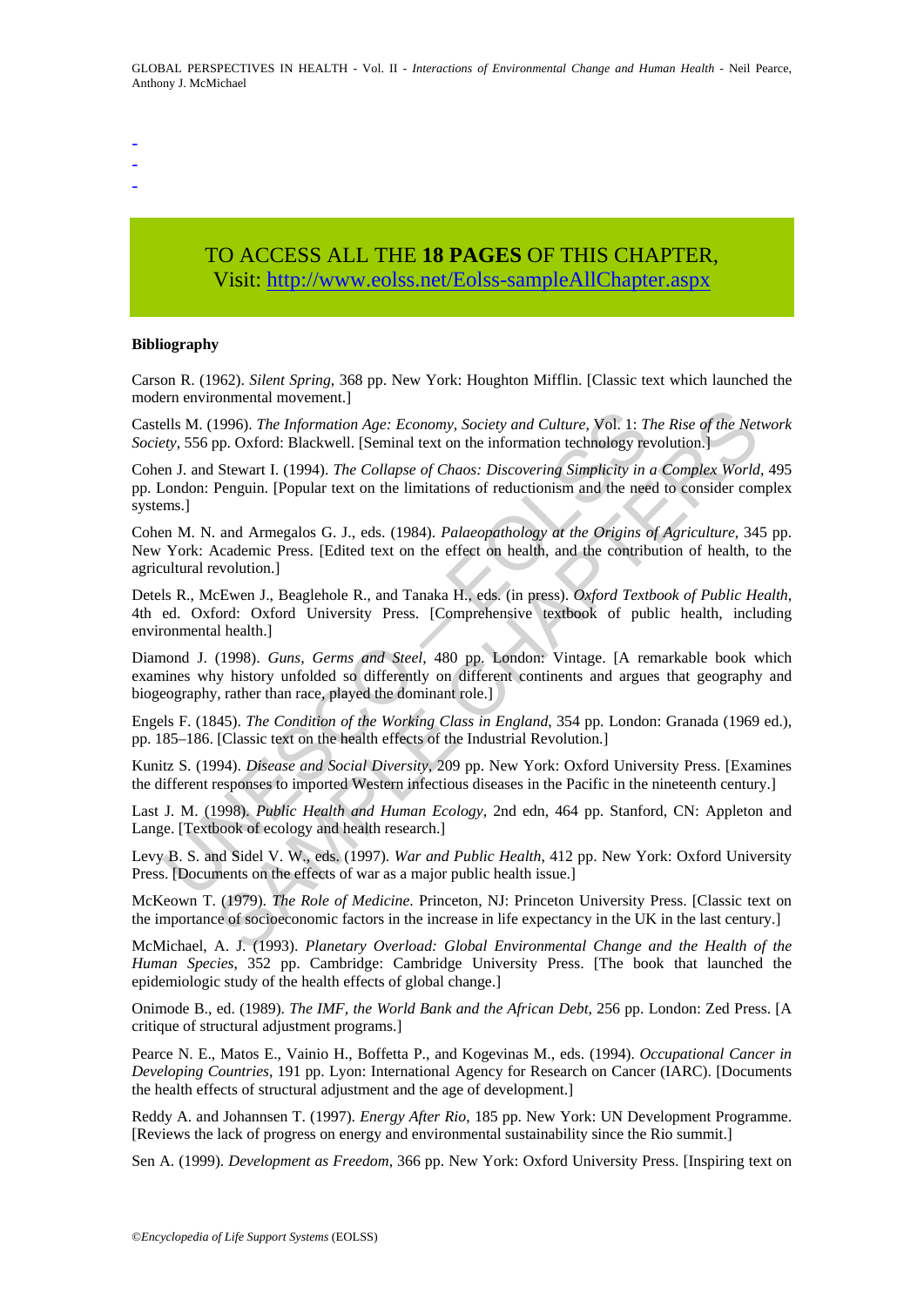-
-
-

TO ACCESS ALL THE **18 PAGES** OF THIS CHAPTER,
Visit: http://www.eolss.net/Eolss-sampleAllChapter.aspx

**Bibliography**

Carson R. (1962). *Silent Spring*, 368 pp. New York: Houghton Mifflin. [Classic text which launched the modern environmental movement.]

Castells M. (1996). *The Information Age: Economy, Society and Culture*, Vol. 1: *The Rise of the Network Society*, 556 pp. Oxford: Blackwell. [Seminal text on the information technology revolution.]

Cohen J. and Stewart I. (1994). *The Collapse of Chaos: Discovering Simplicity in a Complex World*, 495 pp. London: Penguin. [Popular text on the limitations of reductionism and the need to consider complex systems.]

Cohen M. N. and Armegalos G. J., eds. (1984). *Palaeopathology at the Origins of Agriculture*, 345 pp. New York: Academic Press. [Edited text on the effect on health, and the contribution of health, to the agricultural revolution.]

Detels R., McEwen J., Beaglehole R., and Tanaka H., eds. (in press). *Oxford Textbook of Public Health*, 4th ed. Oxford: Oxford University Press. [Comprehensive textbook of public health, including environmental health.]

Diamond J. (1998). *Guns, Germs and Steel*, 480 pp. London: Vintage. [A remarkable book which examines why history unfolded so differently on different continents and argues that geography and biogeography, rather than race, played the dominant role.]

Engels F. (1845). *The Condition of the Working Class in England*, 354 pp. London: Granada (1969 ed.), pp. 185–186. [Classic text on the health effects of the Industrial Revolution.]

Kunitz S. (1994). *Disease and Social Diversity*, 209 pp. New York: Oxford University Press. [Examines the different responses to imported Western infectious diseases in the Pacific in the nineteenth century.]

Last J. M. (1998). *Public Health and Human Ecology*, 2nd edn, 464 pp. Stanford, CN: Appleton and Lange. [Textbook of ecology and health research.]

Levy B. S. and Sidel V. W., eds. (1997). *War and Public Health*, 412 pp. New York: Oxford University Press. [Documents on the effects of war as a major public health issue.]

McKeown T. (1979). *The Role of Medicine*. Princeton, NJ: Princeton University Press. [Classic text on the importance of socioeconomic factors in the increase in life expectancy in the UK in the last century.]

McMichael, A. J. (1993). *Planetary Overload: Global Environmental Change and the Health of the Human Species*, 352 pp. Cambridge: Cambridge University Press. [The book that launched the epidemiologic study of the health effects of global change.]

Onimode B., ed. (1989). *The IMF, the World Bank and the African Debt*, 256 pp. London: Zed Press. [A critique of structural adjustment programs.]

Pearce N. E., Matos E., Vainio H., Boffetta P., and Kogevinas M., eds. (1994). *Occupational Cancer in Developing Countries*, 191 pp. Lyon: International Agency for Research on Cancer (IARC). [Documents the health effects of structural adjustment and the age of development.]

Reddy A. and Johannsen T. (1997). *Energy After Rio*, 185 pp. New York: UN Development Programme. [Reviews the lack of progress on energy and environmental sustainability since the Rio summit.]

Sen A. (1999). *Development as Freedom*, 366 pp. New York: Oxford University Press. [Inspiring text on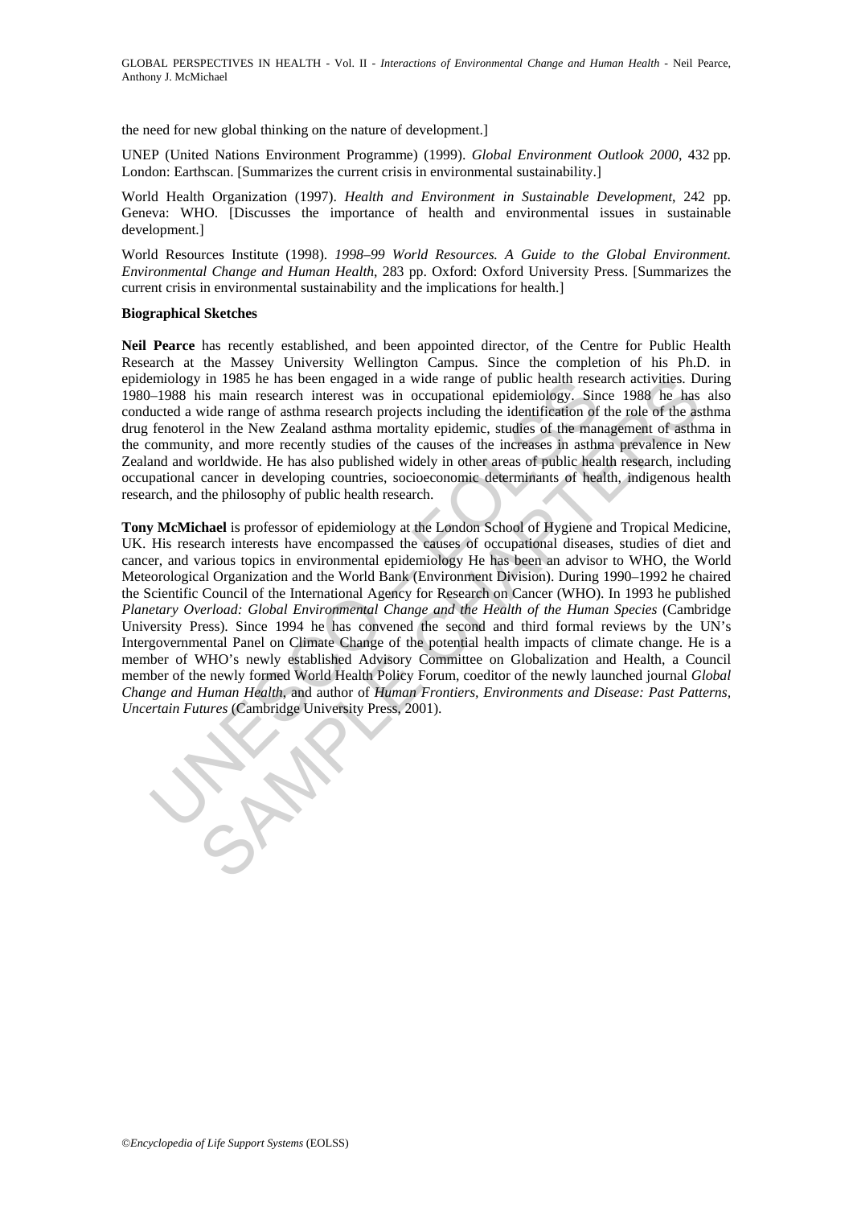the need for new global thinking on the nature of development.]

UNEP (United Nations Environment Programme) (1999). *Global Environment Outlook 2000*, 432 pp. London: Earthscan. [Summarizes the current crisis in environmental sustainability.]

World Health Organization (1997). *Health and Environment in Sustainable Development*, 242 pp. Geneva: WHO. [Discusses the importance of health and environmental issues in sustainable development.]

World Resources Institute (1998). *1998–99 World Resources. A Guide to the Global Environment. Environmental Change and Human Health*, 283 pp. Oxford: Oxford University Press. [Summarizes the current crisis in environmental sustainability and the implications for health.]

**Biographical Sketches**

**Neil Pearce** has recently established, and been appointed director, of the Centre for Public Health Research at the Massey University Wellington Campus. Since the completion of his Ph.D. in epidemiology in 1985 he has been engaged in a wide range of public health research activities. During 1980–1988 his main research interest was in occupational epidemiology. Since 1988 he has also conducted a wide range of asthma research projects including the identification of the role of the asthma drug fenoterol in the New Zealand asthma mortality epidemic, studies of the management of asthma in the community, and more recently studies of the causes of the increases in asthma prevalence in New Zealand and worldwide. He has also published widely in other areas of public health research, including occupational cancer in developing countries, socioeconomic determinants of health, indigenous health research, and the philosophy of public health research.

**Tony McMichael** is professor of epidemiology at the London School of Hygiene and Tropical Medicine, UK. His research interests have encompassed the causes of occupational diseases, studies of diet and cancer, and various topics in environmental epidemiology He has been an advisor to WHO, the World Meteorological Organization and the World Bank (Environment Division). During 1990–1992 he chaired the Scientific Council of the International Agency for Research on Cancer (WHO). In 1993 he published *Planetary Overload: Global Environmental Change and the Health of the Human Species* (Cambridge University Press). Since 1994 he has convened the second and third formal reviews by the UN's Intergovernmental Panel on Climate Change of the potential health impacts of climate change. He is a member of WHO's newly established Advisory Committee on Globalization and Health, a Council member of the newly formed World Health Policy Forum, coeditor of the newly launched journal *Global Change and Human Health*, and author of *Human Frontiers, Environments and Disease: Past Patterns, Uncertain Futures* (Cambridge University Press, 2001).